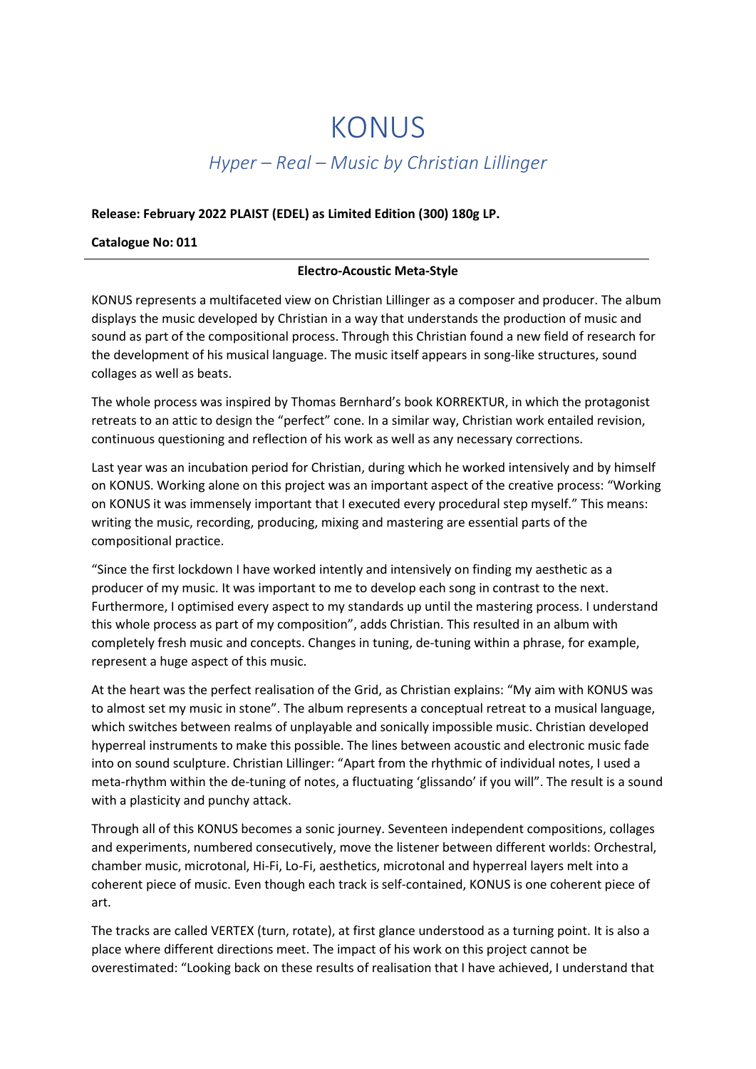# KONUS

*Hyper – Real – Music by Christian Lillinger*

**Release: February 2022 PLAIST (EDEL) as Limited Edition (300) 180g LP.**

**Catalogue No: 011**

---

**Electro-Acoustic Meta-Style**

KONUS represents a multifaceted view on Christian Lillinger as a composer and producer. The album displays the music developed by Christian in a way that understands the production of music and sound as part of the compositional process. Through this Christian found a new field of research for the development of his musical language. The music itself appears in song-like structures, sound collages as well as beats.

The whole process was inspired by Thomas Bernhard's book KORREKTUR, in which the protagonist retreats to an attic to design the "perfect" cone. In a similar way, Christian work entailed revision, continuous questioning and reflection of his work as well as any necessary corrections.

Last year was an incubation period for Christian, during which he worked intensively and by himself on KONUS. Working alone on this project was an important aspect of the creative process: "Working on KONUS it was immensely important that I executed every procedural step myself." This means: writing the music, recording, producing, mixing and mastering are essential parts of the compositional practice.

"Since the first lockdown I have worked intently and intensively on finding my aesthetic as a producer of my music. It was important to me to develop each song in contrast to the next. Furthermore, I optimised every aspect to my standards up until the mastering process. I understand this whole process as part of my composition", adds Christian. This resulted in an album with completely fresh music and concepts. Changes in tuning, de-tuning within a phrase, for example, represent a huge aspect of this music.

At the heart was the perfect realisation of the Grid, as Christian explains: "My aim with KONUS was to almost set my music in stone". The album represents a conceptual retreat to a musical language, which switches between realms of unplayable and sonically impossible music. Christian developed hyperreal instruments to make this possible. The lines between acoustic and electronic music fade into on sound sculpture. Christian Lillinger: "Apart from the rhythmic of individual notes, I used a meta-rhythm within the de-tuning of notes, a fluctuating 'glissando' if you will". The result is a sound with a plasticity and punchy attack.

Through all of this KONUS becomes a sonic journey. Seventeen independent compositions, collages and experiments, numbered consecutively, move the listener between different worlds: Orchestral, chamber music, microtonal, Hi-Fi, Lo-Fi, aesthetics, microtonal and hyperreal layers melt into a coherent piece of music. Even though each track is self-contained, KONUS is one coherent piece of art.

The tracks are called VERTEX (turn, rotate), at first glance understood as a turning point. It is also a place where different directions meet. The impact of his work on this project cannot be overestimated: "Looking back on these results of realisation that I have achieved, I understand that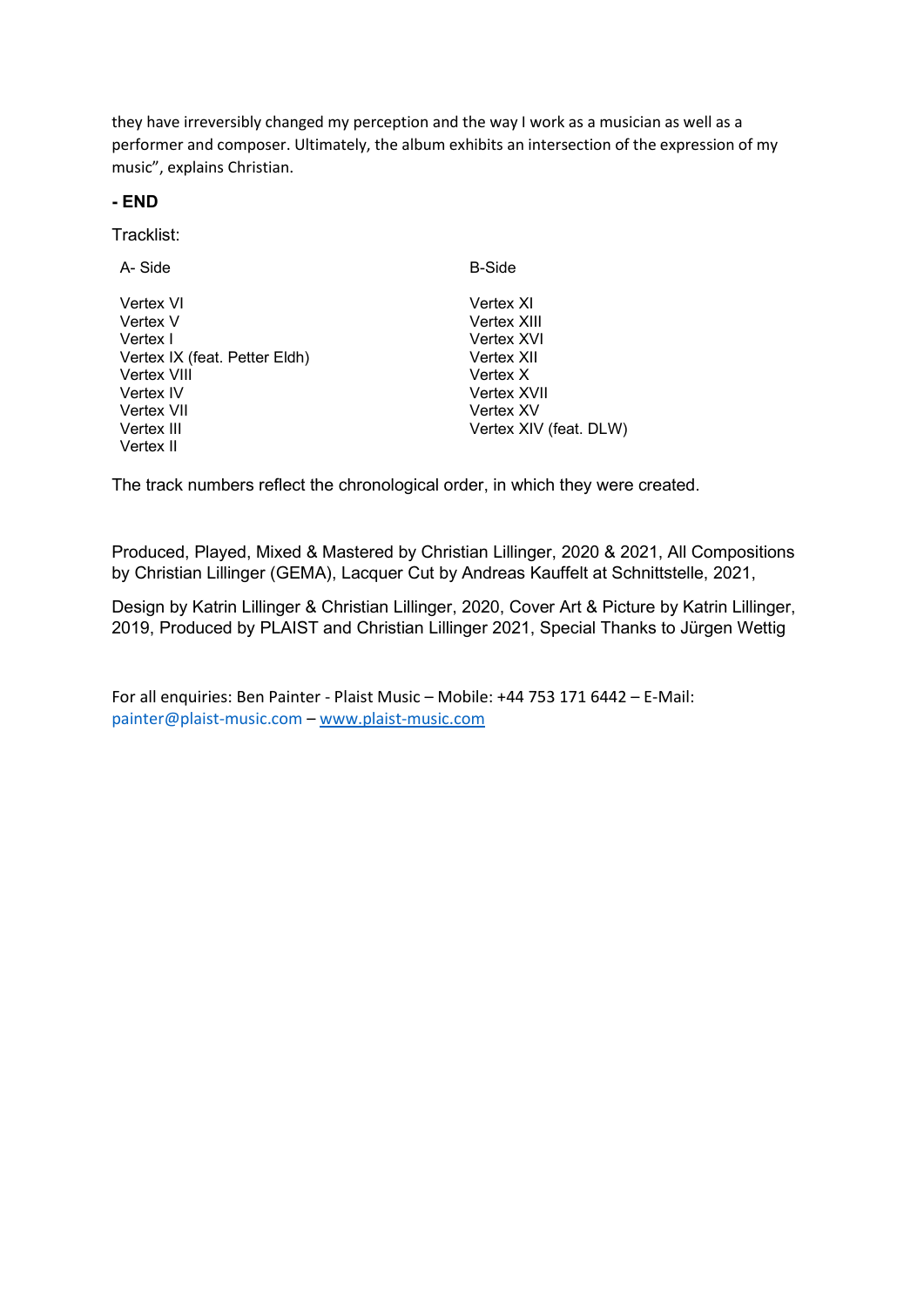they have irreversibly changed my perception and the way I work as a musician as well as a performer and composer. Ultimately, the album exhibits an intersection of the expression of my music", explains Christian.

**- END**

Tracklist:

A- Side

Vertex VI
Vertex V
Vertex I
Vertex IX (feat. Petter Eldh)
Vertex VIII
Vertex IV
Vertex VII
Vertex III
Vertex II

B-Side

Vertex XI
Vertex XIII
Vertex XVI
Vertex XII
Vertex X
Vertex XVII
Vertex XV
Vertex XIV (feat. DLW)

The track numbers reflect the chronological order, in which they were created.

Produced, Played, Mixed & Mastered by Christian Lillinger, 2020 & 2021, All Compositions by Christian Lillinger (GEMA), Lacquer Cut by Andreas Kauffelt at Schnittstelle, 2021,

Design by Katrin Lillinger & Christian Lillinger, 2020, Cover Art & Picture by Katrin Lillinger, 2019, Produced by PLAIST and Christian Lillinger 2021, Special Thanks to Jürgen Wettig

For all enquiries: Ben Painter - Plaist Music – Mobile: +44 753 171 6442 – E-Mail: painter@plaist-music.com – www.plaist-music.com